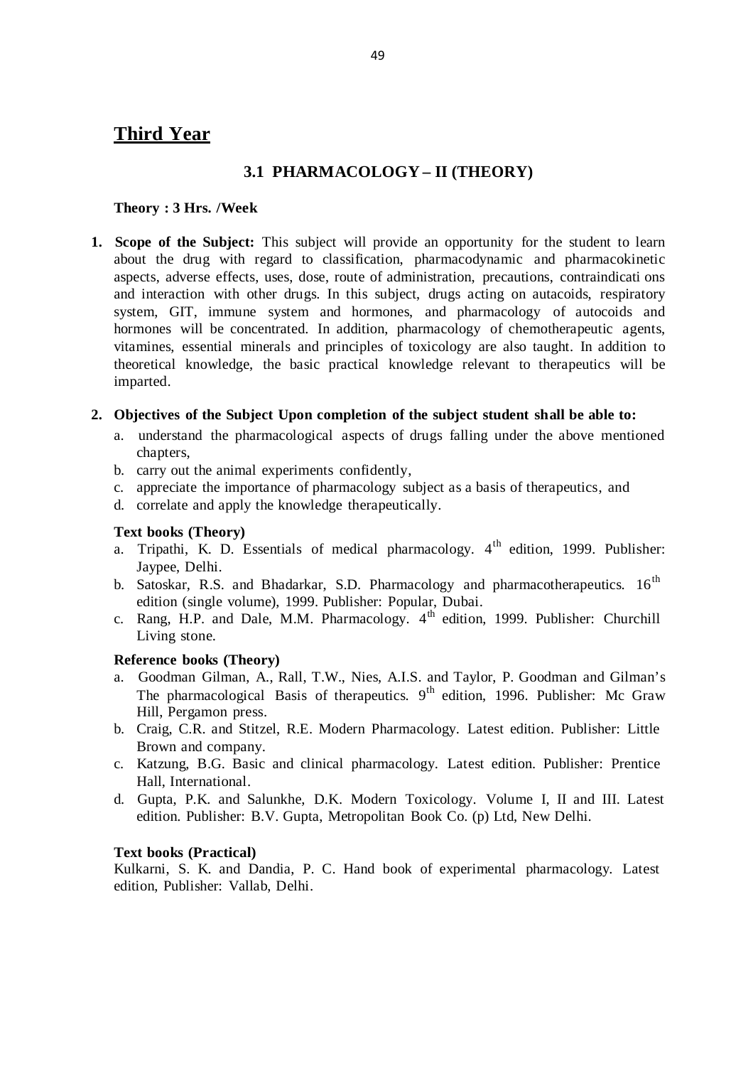# Third Year

## 3.1 PHARMACOLOGY – II (THEORY)

**Theory : 3 Hrs. /Week**

1. **Scope of the Subject:** This subject will provide an opportunity for the student to learn about the drug with regard to classification, pharmacodynamic and pharmacokinetic aspects, adverse effects, uses, dose, route of administration, precautions, contraindicati ons and interaction with other drugs. In this subject, drugs acting on autacoids, respiratory system, GIT, immune system and hormones, and pharmacology of autocoids and hormones will be concentrated. In addition, pharmacology of chemotherapeutic agents, vitamines, essential minerals and principles of toxicology are also taught. In addition to theoretical knowledge, the basic practical knowledge relevant to therapeutics will be imparted.

2. **Objectives of the Subject Upon completion of the subject student shall be able to:**
   a. understand the pharmacological aspects of drugs falling under the above mentioned chapters,
   b. carry out the animal experiments confidently,
   c. appreciate the importance of pharmacology subject as a basis of therapeutics, and
   d. correlate and apply the knowledge therapeutically.

**Text books (Theory)**

a. Tripathi, K. D. Essentials of medical pharmacology. 4th edition, 1999. Publisher: Jaypee, Delhi.
b. Satoskar, R.S. and Bhadarkar, S.D. Pharmacology and pharmacotherapeutics. 16th edition (single volume), 1999. Publisher: Popular, Dubai.
c. Rang, H.P. and Dale, M.M. Pharmacology. 4th edition, 1999. Publisher: Churchill Living stone.

**Reference books (Theory)**

a. Goodman Gilman, A., Rall, T.W., Nies, A.I.S. and Taylor, P. Goodman and Gilman's The pharmacological Basis of therapeutics. 9th edition, 1996. Publisher: Mc Graw Hill, Pergamon press.
b. Craig, C.R. and Stitzel, R.E. Modern Pharmacology. Latest edition. Publisher: Little Brown and company.
c. Katzung, B.G. Basic and clinical pharmacology. Latest edition. Publisher: Prentice Hall, International.
d. Gupta, P.K. and Salunkhe, D.K. Modern Toxicology. Volume I, II and III. Latest edition. Publisher: B.V. Gupta, Metropolitan Book Co. (p) Ltd, New Delhi.

**Text books (Practical)**

Kulkarni, S. K. and Dandia, P. C. Hand book of experimental pharmacology. Latest edition, Publisher: Vallab, Delhi.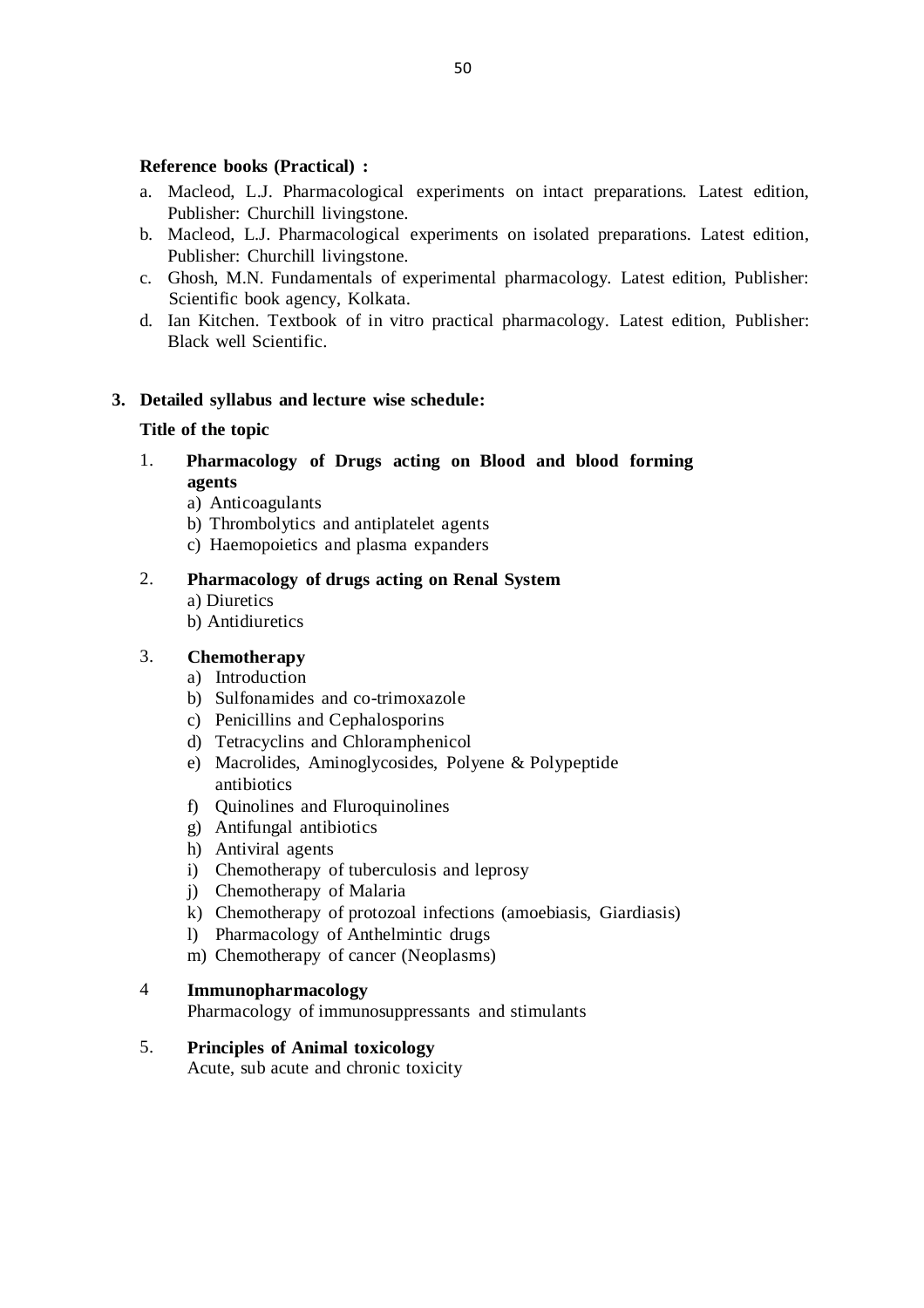**Reference books (Practical) :**

a. Macleod, L.J. Pharmacological experiments on intact preparations. Latest edition, Publisher: Churchill livingstone.
b. Macleod, L.J. Pharmacological experiments on isolated preparations. Latest edition, Publisher: Churchill livingstone.
c. Ghosh, M.N. Fundamentals of experimental pharmacology. Latest edition, Publisher: Scientific book agency, Kolkata.
d. Ian Kitchen. Textbook of in vitro practical pharmacology. Latest edition, Publisher: Black well Scientific.

**3. Detailed syllabus and lecture wise schedule:**

**Title of the topic**

1. **Pharmacology of Drugs acting on Blood and blood forming agents**
   a) Anticoagulants
   b) Thrombolytics and antiplatelet agents
   c) Haemopoietics and plasma expanders

2. **Pharmacology of drugs acting on Renal System**
   a) Diuretics
   b) Antidiuretics

3. **Chemotherapy**
   a) Introduction
   b) Sulfonamides and co-trimoxazole
   c) Penicillins and Cephalosporins
   d) Tetracyclins and Chloramphenicol
   e) Macrolides, Aminoglycosides, Polyene & Polypeptide antibiotics
   f) Quinolines and Fluroquinolines
   g) Antifungal antibiotics
   h) Antiviral agents
   i) Chemotherapy of tuberculosis and leprosy
   j) Chemotherapy of Malaria
   k) Chemotherapy of protozoal infections (amoebiasis, Giardiasis)
   l) Pharmacology of Anthelmintic drugs
   m) Chemotherapy of cancer (Neoplasms)

4 **Immunopharmacology**
   Pharmacology of immunosuppressants and stimulants

5. **Principles of Animal toxicology**
   Acute, sub acute and chronic toxicity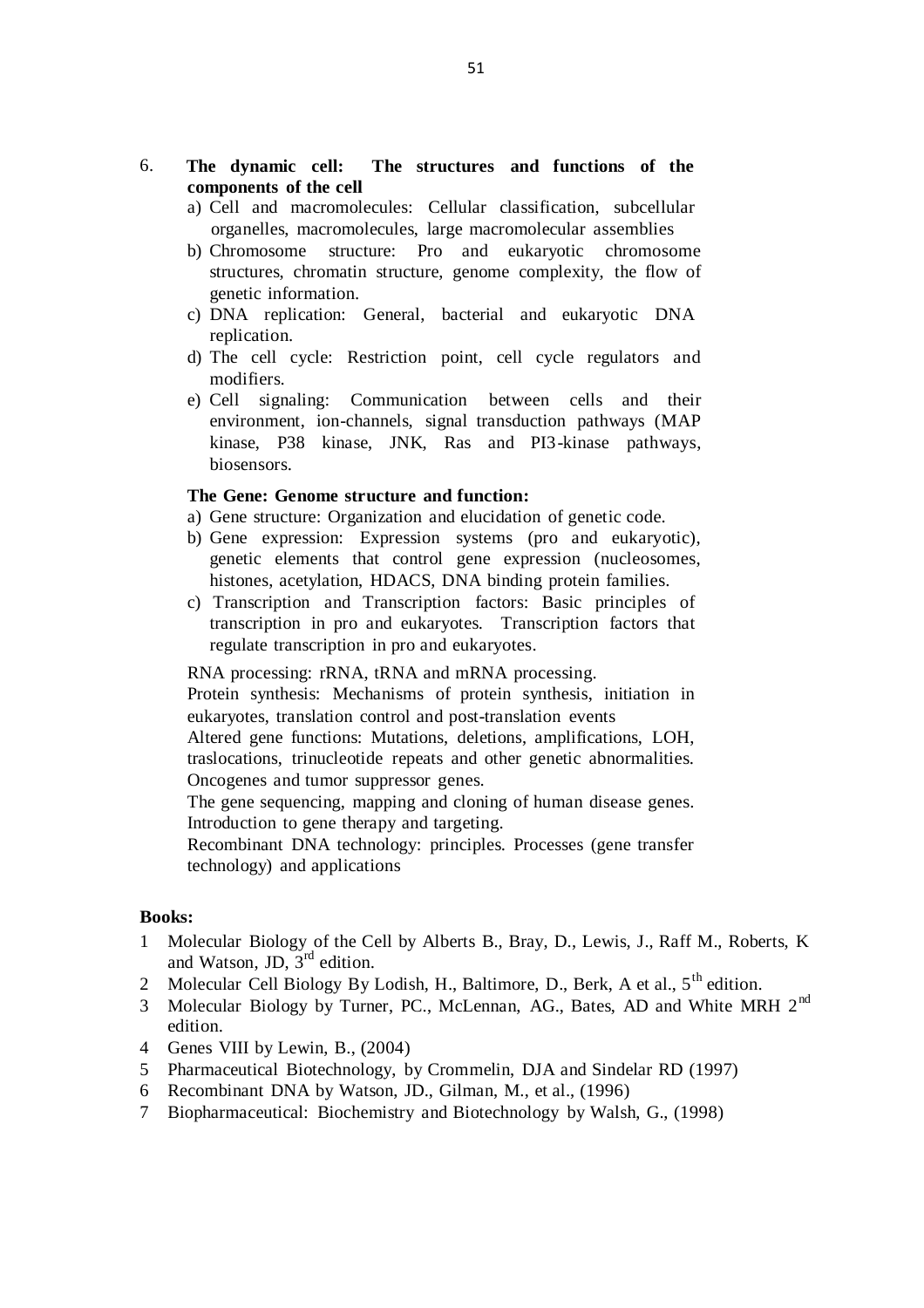6. **The dynamic cell: The structures and functions of the components of the cell**
   a) Cell and macromolecules: Cellular classification, subcellular organelles, macromolecules, large macromolecular assemblies
   b) Chromosome structure: Pro and eukaryotic chromosome structures, chromatin structure, genome complexity, the flow of genetic information.
   c) DNA replication: General, bacterial and eukaryotic DNA replication.
   d) The cell cycle: Restriction point, cell cycle regulators and modifiers.
   e) Cell signaling: Communication between cells and their environment, ion-channels, signal transduction pathways (MAP kinase, P38 kinase, JNK, Ras and PI3-kinase pathways, biosensors.

   **The Gene: Genome structure and function:**
   a) Gene structure: Organization and elucidation of genetic code.
   b) Gene expression: Expression systems (pro and eukaryotic), genetic elements that control gene expression (nucleosomes, histones, acetylation, HDACS, DNA binding protein families.
   c) Transcription and Transcription factors: Basic principles of transcription in pro and eukaryotes. Transcription factors that regulate transcription in pro and eukaryotes.

   RNA processing: rRNA, tRNA and mRNA processing.
   Protein synthesis: Mechanisms of protein synthesis, initiation in eukaryotes, translation control and post-translation events
   Altered gene functions: Mutations, deletions, amplifications, LOH, traslocations, trinucleotide repeats and other genetic abnormalities. Oncogenes and tumor suppressor genes.
   The gene sequencing, mapping and cloning of human disease genes. Introduction to gene therapy and targeting.
   Recombinant DNA technology: principles. Processes (gene transfer technology) and applications

**Books:**

1. Molecular Biology of the Cell by Alberts B., Bray, D., Lewis, J., Raff M., Roberts, K and Watson, JD, 3rd edition.
2. Molecular Cell Biology By Lodish, H., Baltimore, D., Berk, A et al., 5th edition.
3. Molecular Biology by Turner, PC., McLennan, AG., Bates, AD and White MRH 2nd edition.
4. Genes VIII by Lewin, B., (2004)
5. Pharmaceutical Biotechnology, by Crommelin, DJA and Sindelar RD (1997)
6. Recombinant DNA by Watson, JD., Gilman, M., et al., (1996)
7. Biopharmaceutical: Biochemistry and Biotechnology by Walsh, G., (1998)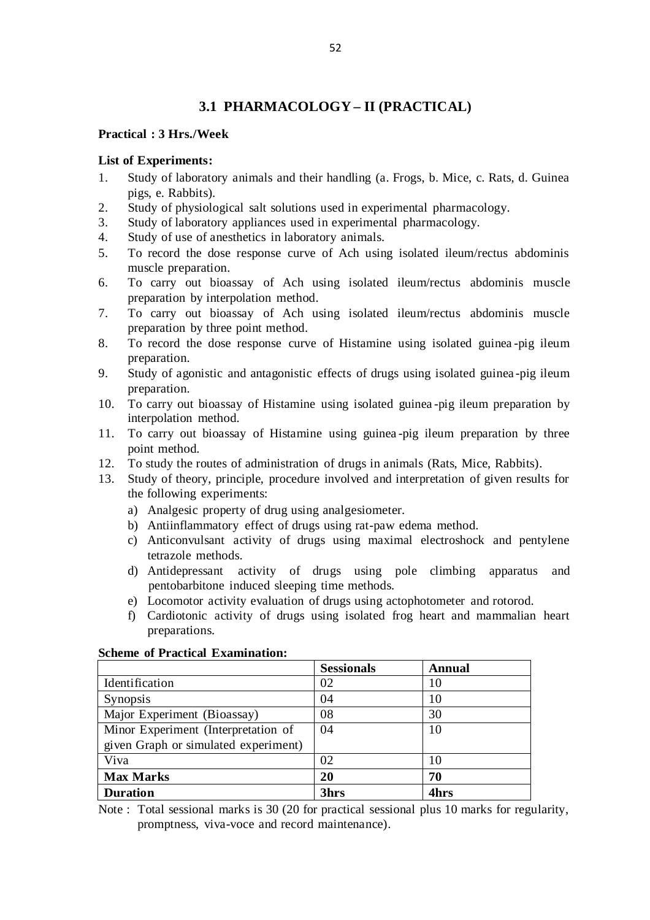## 3.1 PHARMACOLOGY – II (PRACTICAL)

**Practical : 3 Hrs./Week**

**List of Experiments:**

1. Study of laboratory animals and their handling (a. Frogs, b. Mice, c. Rats, d. Guinea pigs, e. Rabbits).
2. Study of physiological salt solutions used in experimental pharmacology.
3. Study of laboratory appliances used in experimental pharmacology.
4. Study of use of anesthetics in laboratory animals.
5. To record the dose response curve of Ach using isolated ileum/rectus abdominis muscle preparation.
6. To carry out bioassay of Ach using isolated ileum/rectus abdominis muscle preparation by interpolation method.
7. To carry out bioassay of Ach using isolated ileum/rectus abdominis muscle preparation by three point method.
8. To record the dose response curve of Histamine using isolated guinea-pig ileum preparation.
9. Study of agonistic and antagonistic effects of drugs using isolated guinea-pig ileum preparation.
10. To carry out bioassay of Histamine using isolated guinea-pig ileum preparation by interpolation method.
11. To carry out bioassay of Histamine using guinea-pig ileum preparation by three point method.
12. To study the routes of administration of drugs in animals (Rats, Mice, Rabbits).
13. Study of theory, principle, procedure involved and interpretation of given results for the following experiments:
    a) Analgesic property of drug using analgesiometer.
    b) Antiinflammatory effect of drugs using rat-paw edema method.
    c) Anticonvulsant activity of drugs using maximal electroshock and pentylene tetrazole methods.
    d) Antidepressant activity of drugs using pole climbing apparatus and pentobarbitone induced sleeping time methods.
    e) Locomotor activity evaluation of drugs using actophotometer and rotorod.
    f) Cardiotonic activity of drugs using isolated frog heart and mammalian heart preparations.

**Scheme of Practical Examination:**

| | **Sessionals** | **Annual** |
|---|---|---|
| Identification | 02 | 10 |
| Synopsis | 04 | 10 |
| Major Experiment (Bioassay) | 08 | 30 |
| Minor Experiment (Interpretation of given Graph or simulated experiment) | 04 | 10 |
| Viva | 02 | 10 |
| **Max Marks** | **20** | **70** |
| **Duration** | **3hrs** | **4hrs** |

Note : Total sessional marks is 30 (20 for practical sessional plus 10 marks for regularity, promptness, viva-voce and record maintenance).